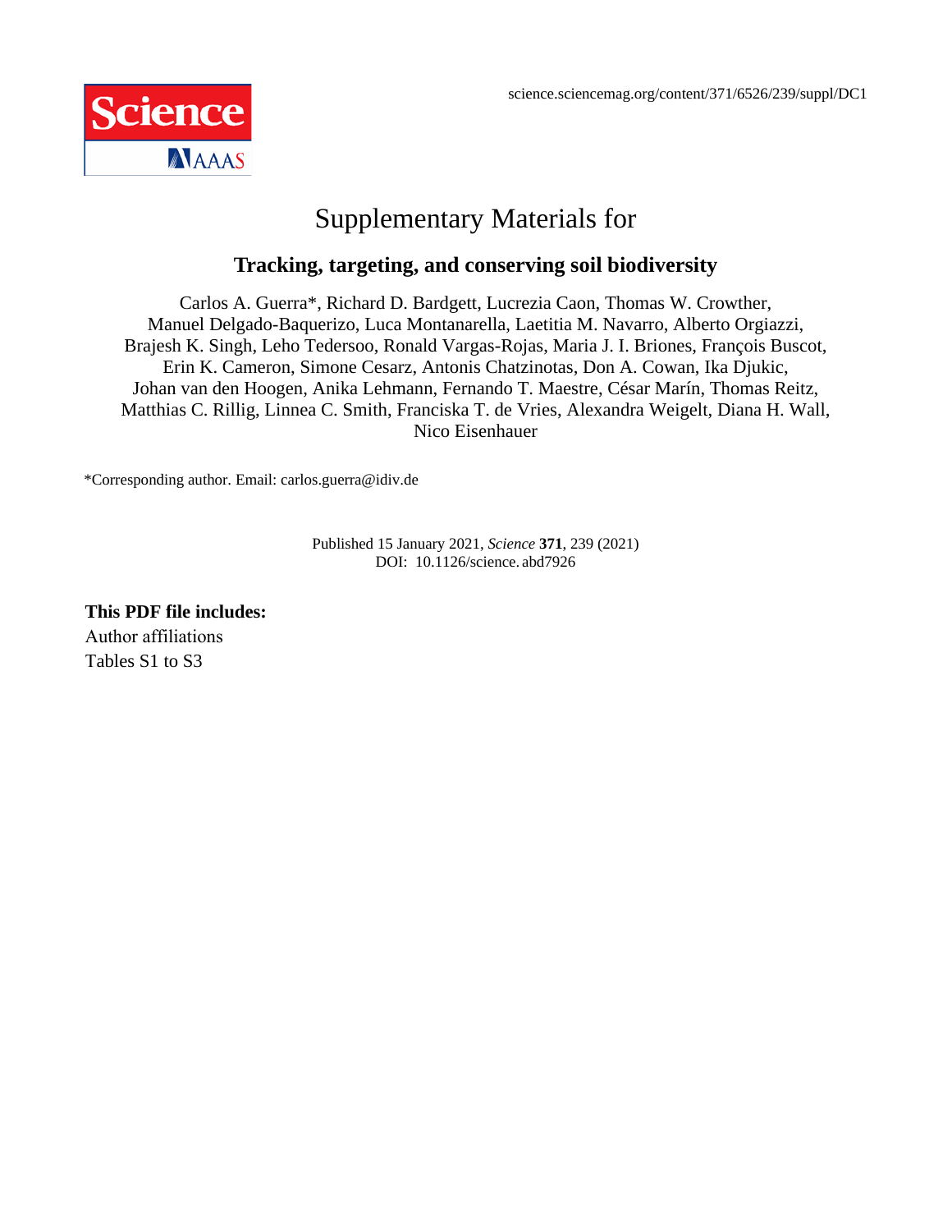science.sciencemag.org/content/371/6526/239/suppl/DC1

# Supplementary Materials for

## Tracking, targeting, and conserving soil biodiversity

Carlos A. Guerra*, Richard D. Bardgett, Lucrezia Caon, Thomas W. Crowther, Manuel Delgado-Baquerizo, Luca Montanarella, Laetitia M. Navarro, Alberto Orgiazzi, Brajesh K. Singh, Leho Tedersoo, Ronald Vargas-Rojas, Maria J. I. Briones, François Buscot, Erin K. Cameron, Simone Cesarz, Antonis Chatzinotas, Don A. Cowan, Ika Djukic, Johan van den Hoogen, Anika Lehmann, Fernando T. Maestre, César Marín, Thomas Reitz, Matthias C. Rillig, Linnea C. Smith, Franciska T. de Vries, Alexandra Weigelt, Diana H. Wall, Nico Eisenhauer

*Corresponding author. Email: carlos.guerra@idiv.de

Published 15 January 2021, *Science* **371**, 239 (2021)
DOI: 10.1126/science. abd7926

**This PDF file includes:**

Author affiliations
Tables S1 to S3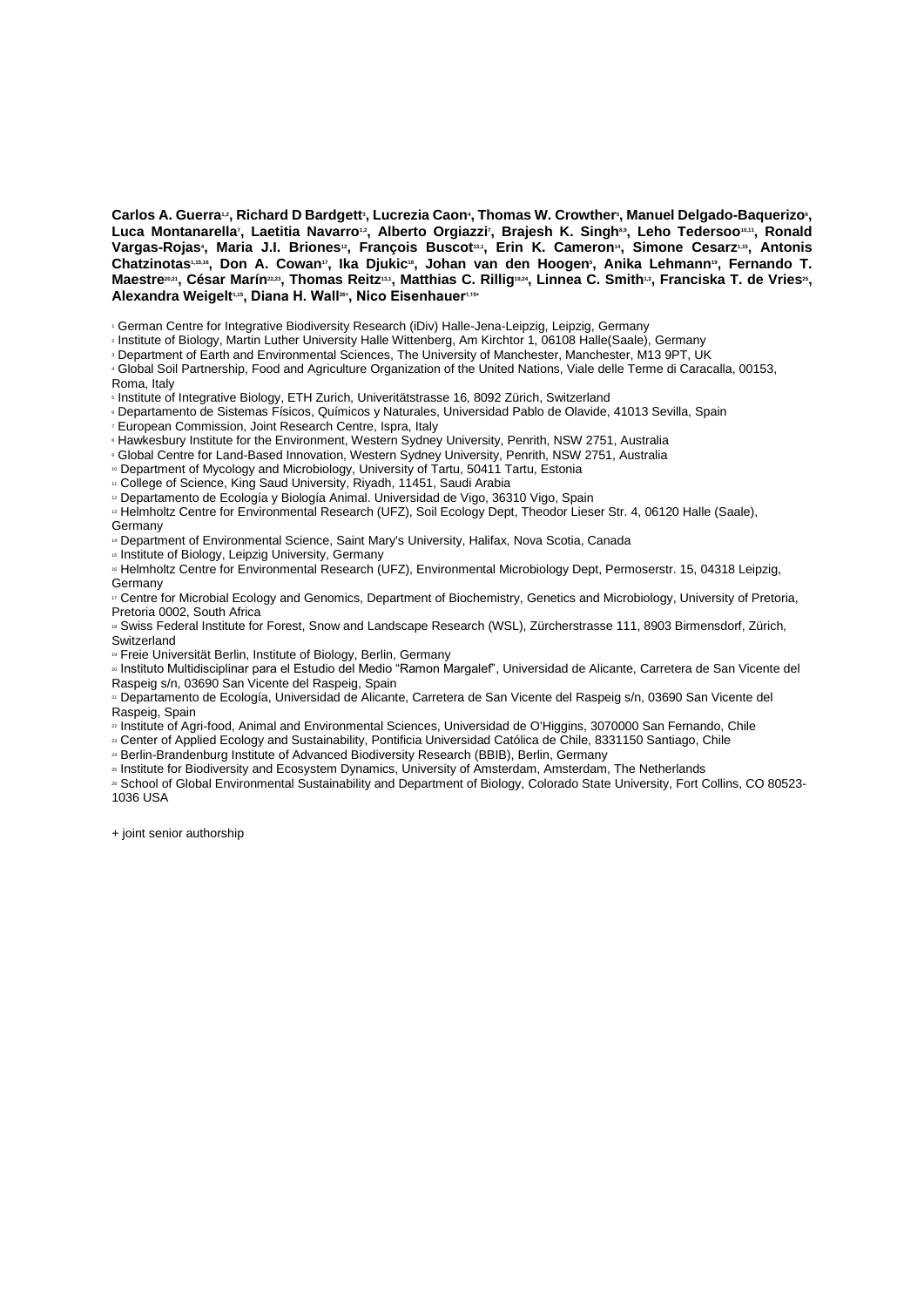**Carlos A. Guerra[1,2], Richard D Bardgett[3], Lucrezia Caon[4], Thomas W. Crowther[5], Manuel Delgado-Baquerizo[6], Luca Montanarella[7], Laetitia Navarro[1,2], Alberto Orgiazzi[7], Brajesh K. Singh[8,9], Leho Tedersoo[10,11], Ronald Vargas-Rojas[4], Maria J.I. Briones[12], François Buscot[13,1], Erin K. Cameron[14], Simone Cesarz[1,15], Antonis Chatzinotas[1,15,16], Don A. Cowan[17], Ika Djukic[18], Johan van den Hoogen[5], Anika Lehmann[19], Fernando T. Maestre[20,21], César Marín[22,23], Thomas Reitz[13,1], Matthias C. Rillig[19,24], Linnea C. Smith[1,2], Franciska T. de Vries[25], Alexandra Weigelt[1,15], Diana H. Wall[26+], Nico Eisenhauer[1,15+]**

[1] German Centre for Integrative Biodiversity Research (iDiv) Halle-Jena-Leipzig, Leipzig, Germany
[2] Institute of Biology, Martin Luther University Halle Wittenberg, Am Kirchtor 1, 06108 Halle(Saale), Germany
[3] Department of Earth and Environmental Sciences, The University of Manchester, Manchester, M13 9PT, UK
[4] Global Soil Partnership, Food and Agriculture Organization of the United Nations, Viale delle Terme di Caracalla, 00153, Roma, Italy
[5] Institute of Integrative Biology, ETH Zurich, Univeritätstrasse 16, 8092 Zürich, Switzerland
[6] Departamento de Sistemas Físicos, Químicos y Naturales, Universidad Pablo de Olavide, 41013 Sevilla, Spain
[7] European Commission, Joint Research Centre, Ispra, Italy
[8] Hawkesbury Institute for the Environment, Western Sydney University, Penrith, NSW 2751, Australia
[9] Global Centre for Land-Based Innovation, Western Sydney University, Penrith, NSW 2751, Australia
[10] Department of Mycology and Microbiology, University of Tartu, 50411 Tartu, Estonia
[11] College of Science, King Saud University, Riyadh, 11451, Saudi Arabia
[12] Departamento de Ecología y Biología Animal. Universidad de Vigo, 36310 Vigo, Spain
[13] Helmholtz Centre for Environmental Research (UFZ), Soil Ecology Dept, Theodor Lieser Str. 4, 06120 Halle (Saale), Germany
[14] Department of Environmental Science, Saint Mary's University, Halifax, Nova Scotia, Canada
[15] Institute of Biology, Leipzig University, Germany
[16] Helmholtz Centre for Environmental Research (UFZ), Environmental Microbiology Dept, Permoserstr. 15, 04318 Leipzig, Germany
[17] Centre for Microbial Ecology and Genomics, Department of Biochemistry, Genetics and Microbiology, University of Pretoria, Pretoria 0002, South Africa
[18] Swiss Federal Institute for Forest, Snow and Landscape Research (WSL), Zürcherstrasse 111, 8903 Birmensdorf, Zürich, Switzerland
[19] Freie Universität Berlin, Institute of Biology, Berlin, Germany
[20] Instituto Multidisciplinar para el Estudio del Medio "Ramon Margalef", Universidad de Alicante, Carretera de San Vicente del Raspeig s/n, 03690 San Vicente del Raspeig, Spain
[21] Departamento de Ecología, Universidad de Alicante, Carretera de San Vicente del Raspeig s/n, 03690 San Vicente del Raspeig, Spain
[22] Institute of Agri-food, Animal and Environmental Sciences, Universidad de O'Higgins, 3070000 San Fernando, Chile
[23] Center of Applied Ecology and Sustainability, Pontificia Universidad Católica de Chile, 8331150 Santiago, Chile
[24] Berlin-Brandenburg Institute of Advanced Biodiversity Research (BBIB), Berlin, Germany
[25] Institute for Biodiversity and Ecosystem Dynamics, University of Amsterdam, Amsterdam, The Netherlands
[26] School of Global Environmental Sustainability and Department of Biology, Colorado State University, Fort Collins, CO 80523-1036 USA

+ joint senior authorship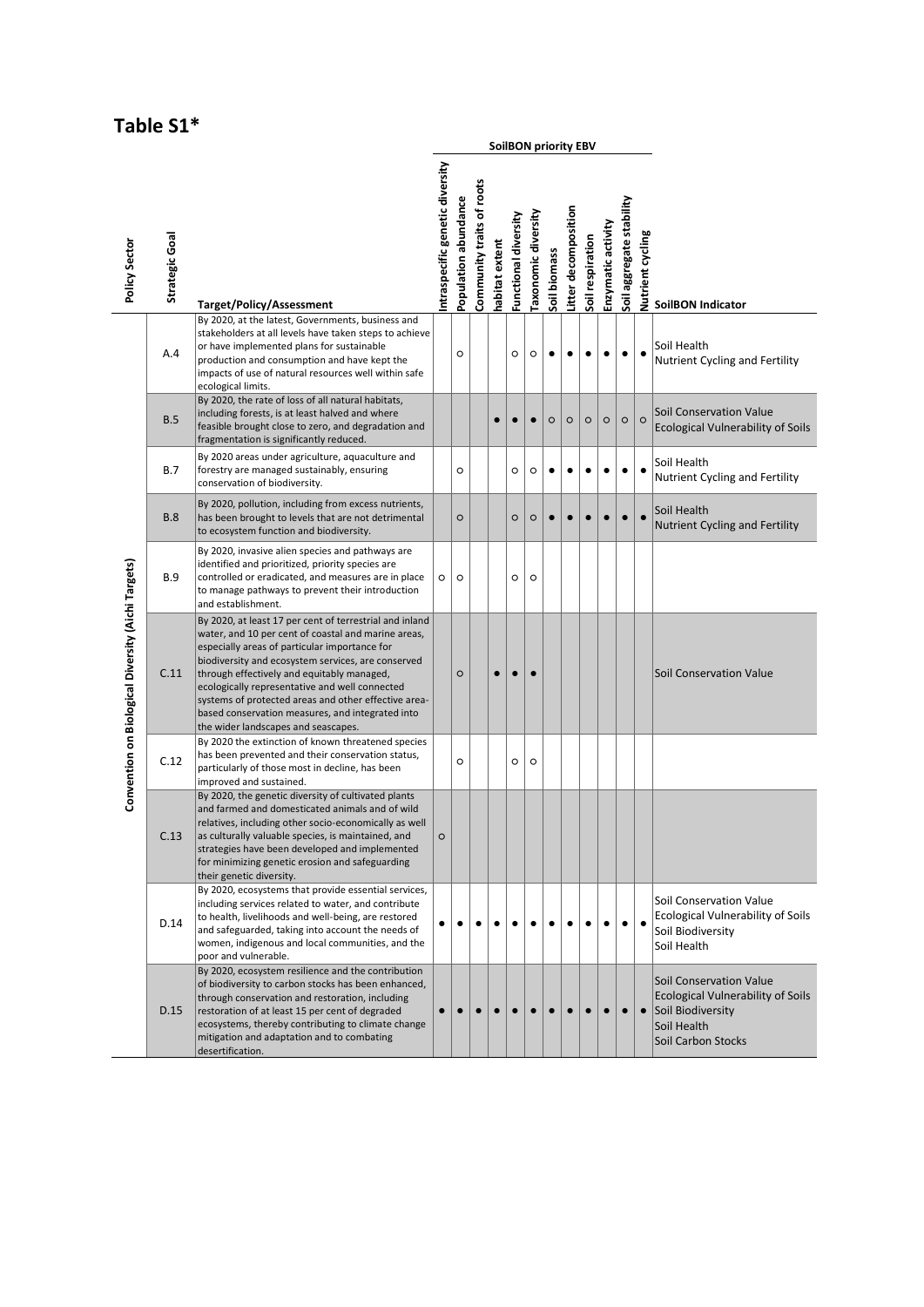# Table S1*

| Policy Sector | Strategic Goal | Target/Policy/Assessment | SoilBON priority EBV: Intraspecific genetic diversity | Population abundance | Community traits of roots | habitat extent | Functional diversity | Taxonomic diversity | Soil biomass | Litter decomposition | Soil respiration | Enzymatic activity | Soil aggregate stability | Nutrient cycling | SoilBON Indicator |
|---|---|---|---|---|---|---|---|---|---|---|---|---|---|---|---|
| Convention on Biological Diversity (Aichi Targets) | A.4 | By 2020, at the latest, Governments, business and stakeholders at all levels have taken steps to achieve or have implemented plans for sustainable production and consumption and have kept the impacts of use of natural resources well within safe ecological limits. | | ○ | | | ○ | ○ | ● | ● | ● | ● | ● | ● | Soil Health<br>Nutrient Cycling and Fertility |
| | B.5 | By 2020, the rate of loss of all natural habitats, including forests, is at least halved and where feasible brought close to zero, and degradation and fragmentation is significantly reduced. | | | | ● | ● | ● | ○ | ○ | ○ | ○ | ○ | ○ | Soil Conservation Value<br>Ecological Vulnerability of Soils |
| | B.7 | By 2020 areas under agriculture, aquaculture and forestry are managed sustainably, ensuring conservation of biodiversity. | | ○ | | | ○ | ○ | ● | ● | ● | ● | ● | ● | Soil Health<br>Nutrient Cycling and Fertility |
| | B.8 | By 2020, pollution, including from excess nutrients, has been brought to levels that are not detrimental to ecosystem function and biodiversity. | | ○ | | | ○ | ○ | ● | ● | ● | ● | ● | ● | Soil Health<br>Nutrient Cycling and Fertility |
| | B.9 | By 2020, invasive alien species and pathways are identified and prioritized, priority species are controlled or eradicated, and measures are in place to manage pathways to prevent their introduction and establishment. | ○ | ○ | | | ○ | ○ | | | | | | | |
| | C.11 | By 2020, at least 17 per cent of terrestrial and inland water, and 10 per cent of coastal and marine areas, especially areas of particular importance for biodiversity and ecosystem services, are conserved through effectively and equitably managed, ecologically representative and well connected systems of protected areas and other effective area-based conservation measures, and integrated into the wider landscapes and seascapes. | | ○ | | ● | ● | ● | | | | | | | Soil Conservation Value |
| | C.12 | By 2020 the extinction of known threatened species has been prevented and their conservation status, particularly of those most in decline, has been improved and sustained. | | ○ | | | ○ | ○ | | | | | | | |
| | C.13 | By 2020, the genetic diversity of cultivated plants and farmed and domesticated animals and of wild relatives, including other socio-economically as well as culturally valuable species, is maintained, and strategies have been developed and implemented for minimizing genetic erosion and safeguarding their genetic diversity. | ○ | | | | | | | | | | | | |
| | D.14 | By 2020, ecosystems that provide essential services, including services related to water, and contribute to health, livelihoods and well-being, are restored and safeguarded, taking into account the needs of women, indigenous and local communities, and the poor and vulnerable. | ● | ● | ● | ● | ● | ● | ● | ● | ● | ● | ● | ● | Soil Conservation Value<br>Ecological Vulnerability of Soils<br>Soil Biodiversity<br>Soil Health |
| | D.15 | By 2020, ecosystem resilience and the contribution of biodiversity to carbon stocks has been enhanced, through conservation and restoration, including restoration of at least 15 per cent of degraded ecosystems, thereby contributing to climate change mitigation and adaptation and to combating desertification. | ● | ● | ● | ● | ● | ● | ● | ● | ● | ● | ● | ● | Soil Conservation Value<br>Ecological Vulnerability of Soils<br>Soil Biodiversity<br>Soil Health<br>Soil Carbon Stocks |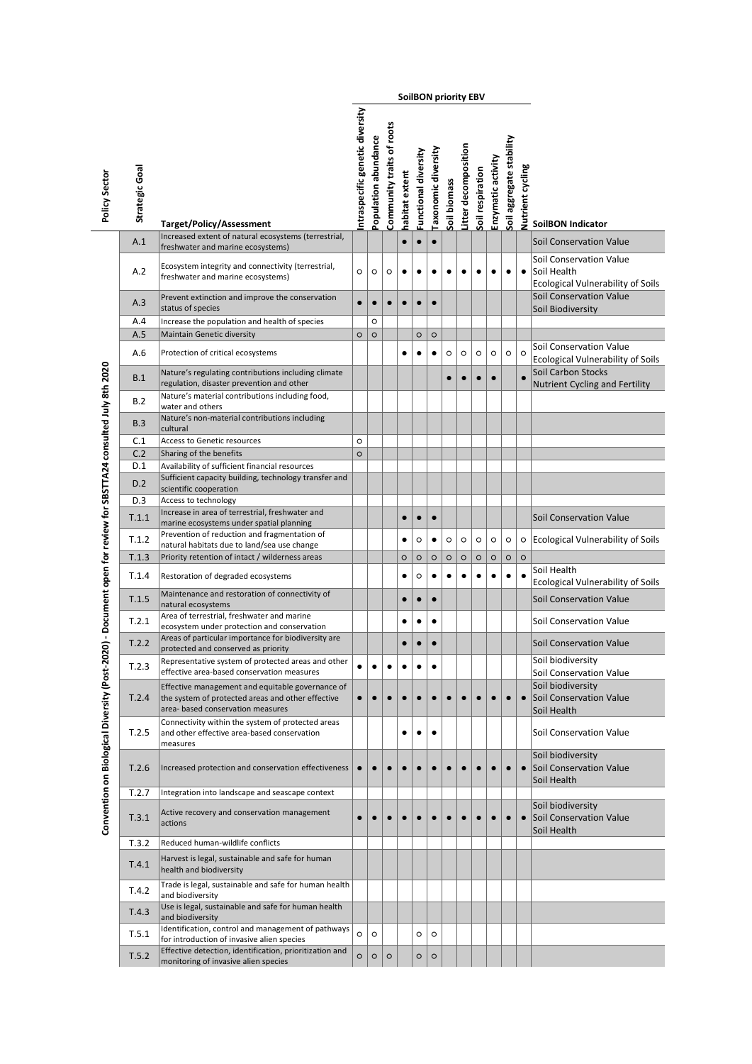| Policy Sector | Strategic Goal | Target/Policy/Assessment | SoilBON priority EBV | | | | | | | | | | | | SoilBON Indicator |
|---|---|---|---|---|---|---|---|---|---|---|---|---|---|---|---|
| | | | Intraspecific genetic diversity | Population abundance | Community traits of roots | habitat extent | Functional diversity | Taxonomic diversity | Soil biomass | Litter decomposition | Soil respiration | Enzymatic activity | Soil aggregate stability | Nutrient cycling | |
| Convention on Biological Diversity (Post-2020) - Document open for review for SBSTTA24 consulted July 8th 2020 | A.1 | Increased extent of natural ecosystems (terrestrial, freshwater and marine ecosystems) | | | | ● | ● | ● | | | | | | | Soil Conservation Value |
| | A.2 | Ecosystem integrity and connectivity (terrestrial, freshwater and marine ecosystems) | ○ | ○ | ○ | ● | ● | ● | ● | ● | ● | ● | ● | ● | Soil Conservation Value<br>Soil Health<br>Ecological Vulnerability of Soils |
| | A.3 | Prevent extinction and improve the conservation status of species | ● | ● | ● | ● | ● | ● | | | | | | | Soil Conservation Value<br>Soil Biodiversity |
| | A.4 | Increase the population and health of species | | ○ | | | | | | | | | | | |
| | A.5 | Maintain Genetic diversity | ○ | ○ | | | ○ | ○ | | | | | | | |
| | A.6 | Protection of critical ecosystems | | | | ● | ● | ● | ○ | ○ | ○ | ○ | ○ | ○ | Soil Conservation Value<br>Ecological Vulnerability of Soils |
| | B.1 | Nature's regulating contributions including climate regulation, disaster prevention and other | | | | | | | ● | ● | ● | ● | | ● | Soil Carbon Stocks<br>Nutrient Cycling and Fertility |
| | B.2 | Nature's material contributions including food, water and others | | | | | | | | | | | | | |
| | B.3 | Nature's non-material contributions including cultural | | | | | | | | | | | | | |
| | C.1 | Access to Genetic resources | ○ | | | | | | | | | | | | |
| | C.2 | Sharing of the benefits | ○ | | | | | | | | | | | | |
| | D.1 | Availability of sufficient financial resources | | | | | | | | | | | | | |
| | D.2 | Sufficient capacity building, technology transfer and scientific cooperation | | | | | | | | | | | | | |
| | D.3 | Access to technology | | | | | | | | | | | | | |
| | T.1.1 | Increase in area of terrestrial, freshwater and marine ecosystems under spatial planning | | | | ● | ● | ● | | | | | | | Soil Conservation Value |
| | T.1.2 | Prevention of reduction and fragmentation of natural habitats due to land/sea use change | | | | ● | ○ | ● | ○ | ○ | ○ | ○ | ○ | ○ | Ecological Vulnerability of Soils |
| | T.1.3 | Priority retention of intact / wilderness areas | | | | ○ | ○ | ○ | ○ | ○ | ○ | ○ | ○ | ○ | |
| | T.1.4 | Restoration of degraded ecosystems | | | | ● | ○ | ● | ● | ● | ● | ● | ● | ● | Soil Health<br>Ecological Vulnerability of Soils |
| | T.1.5 | Maintenance and restoration of connectivity of natural ecosystems | | | | ● | ● | ● | | | | | | | Soil Conservation Value |
| | T.2.1 | Area of terrestrial, freshwater and marine ecosystem under protection and conservation | | | | ● | ● | ● | | | | | | | Soil Conservation Value |
| | T.2.2 | Areas of particular importance for biodiversity are protected and conserved as priority | | | | ● | ● | ● | | | | | | | Soil Conservation Value |
| | T.2.3 | Representative system of protected areas and other effective area-based conservation measures | ● | ● | ● | ● | ● | ● | | | | | | | Soil biodiversity<br>Soil Conservation Value |
| | T.2.4 | Effective management and equitable governance of the system of protected areas and other effective area- based conservation measures | ● | ● | ● | ● | ● | ● | ● | ● | ● | ● | ● | ● | Soil biodiversity<br>Soil Conservation Value<br>Soil Health |
| | T.2.5 | Connectivity within the system of protected areas and other effective area-based conservation measures | | | | ● | ● | ● | | | | | | | Soil Conservation Value |
| | T.2.6 | Increased protection and conservation effectiveness | ● | ● | ● | ● | ● | ● | ● | ● | ● | ● | ● | ● | Soil biodiversity<br>Soil Conservation Value<br>Soil Health |
| | T.2.7 | Integration into landscape and seascape context | | | | | | | | | | | | | |
| | T.3.1 | Active recovery and conservation management actions | ● | ● | ● | ● | ● | ● | ● | ● | ● | ● | ● | ● | Soil biodiversity<br>Soil Conservation Value<br>Soil Health |
| | T.3.2 | Reduced human-wildlife conflicts | | | | | | | | | | | | | |
| | T.4.1 | Harvest is legal, sustainable and safe for human health and biodiversity | | | | | | | | | | | | | |
| | T.4.2 | Trade is legal, sustainable and safe for human health and biodiversity | | | | | | | | | | | | | |
| | T.4.3 | Use is legal, sustainable and safe for human health and biodiversity | | | | | | | | | | | | | |
| | T.5.1 | Identification, control and management of pathways for introduction of invasive alien species | ○ | ○ | | | ○ | ○ | | | | | | | |
| | T.5.2 | Effective detection, identification, prioritization and monitoring of invasive alien species | ○ | ○ | ○ | | ○ | ○ | | | | | | | |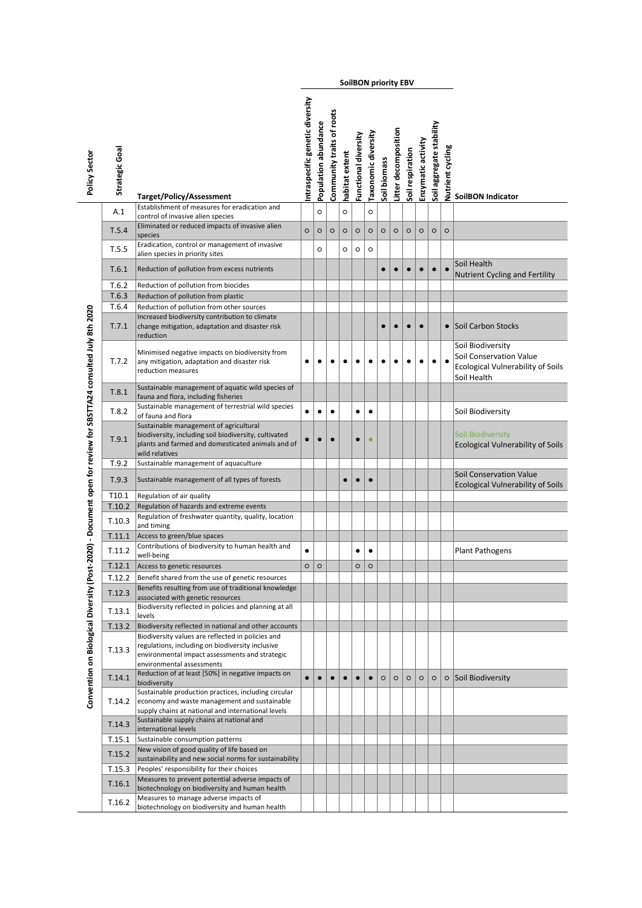| Policy Sector | Strategic Goal | Target/Policy/Assessment | SoilBON priority EBV | | | | | | | | | | | | SoilBON Indicator |
|---|---|---|---|---|---|---|---|---|---|---|---|---|---|---|---|
| | | | Intraspecific genetic diversity | Population abundance | Community traits of roots | habitat extent | Functional diversity | Taxonomic diversity | Soil biomass | Litter decomposition | Soil respiration | Enzymatic activity | Soil aggregate stability | Nutrient cycling | |
| Convention on Biological Diversity (Post-2020) - Document open for review for SBSTTA24 consulted July 8th 2020 | A.1 | Establishment of measures for eradication and control of invasive alien species | | ○ | | ○ | | ○ | | | | | | | |
| | T.5.4 | Eliminated or reduced impacts of invasive alien species | ○ | ○ | ○ | ○ | ○ | ○ | ○ | ○ | ○ | ○ | ○ | ○ | |
| | T.5.5 | Eradication, control or management of invasive alien species in priority sites | | ○ | | ○ | ○ | ○ | | | | | | | |
| | T.6.1 | Reduction of pollution from excess nutrients | | | | | | | ● | ● | ● | ● | ● | ● | Soil Health<br>Nutrient Cycling and Fertility |
| | T.6.2 | Reduction of pollution from biocides | | | | | | | | | | | | | |
| | T.6.3 | Reduction of pollution from plastic | | | | | | | | | | | | | |
| | T.6.4 | Reduction of pollution from other sources | | | | | | | | | | | | | |
| | T.7.1 | Increased biodiversity contribution to climate change mitigation, adaptation and disaster risk reduction | | | | | | | ● | ● | ● | ● | | ● | Soil Carbon Stocks |
| | T.7.2 | Minimised negative impacts on biodiversity from any mitigation, adaptation and disaster risk reduction measures | ● | ● | ● | ● | ● | ● | ● | ● | ● | ● | ● | ● | Soil Biodiversity<br>Soil Conservation Value<br>Ecological Vulnerability of Soils<br>Soil Health |
| | T.8.1 | Sustainable management of aquatic wild species of fauna and flora, including fisheries | | | | | | | | | | | | | |
| | T.8.2 | Sustainable management of terrestrial wild species of fauna and flora | ● | ● | ● | | ● | ● | | | | | | | Soil Biodiversity |
| | T.9.1 | Sustainable management of agricultural biodiversity, including soil biodiversity, cultivated plants and farmed and domesticated animals and of wild relatives | ● | ● | ● | | ● | ● | | | | | | | Soil Biodiversity<br>Ecological Vulnerability of Soils |
| | T.9.2 | Sustainable management of aquaculture | | | | | | | | | | | | | |
| | T.9.3 | Sustainable management of all types of forests | | | | ● | ● | ● | | | | | | | Soil Conservation Value<br>Ecological Vulnerability of Soils |
| | T10.1 | Regulation of air quality | | | | | | | | | | | | | |
| | T.10.2 | Regulation of hazards and extreme events | | | | | | | | | | | | | |
| | T.10.3 | Regulation of freshwater quantity, quality, location and timing | | | | | | | | | | | | | |
| | T.11.1 | Access to green/blue spaces | | | | | | | | | | | | | |
| | T.11.2 | Contributions of biodiversity to human health and well-being | ● | | | | ● | ● | | | | | | | Plant Pathogens |
| | T.12.1 | Access to genetic resources | ○ | ○ | | | ○ | ○ | | | | | | | |
| | T.12.2 | Benefit shared from the use of genetic resources | | | | | | | | | | | | | |
| | T.12.3 | Benefits resulting from use of traditional knowledge associated with genetic resources | | | | | | | | | | | | | |
| | T.13.1 | Biodiversity reflected in policies and planning at all levels | | | | | | | | | | | | | |
| | T.13.2 | Biodiversity reflected in national and other accounts | | | | | | | | | | | | | |
| | T.13.3 | Biodiversity values are reflected in policies and regulations, including on biodiversity inclusive environmental impact assessments and strategic environmental assessments | | | | | | | | | | | | | |
| | T.14.1 | Reduction of at least [50%] in negative impacts on biodiversity | ● | ● | ● | ● | ● | ● | ○ | ○ | ○ | ○ | ○ | ○ | Soil Biodiversity |
| | T.14.2 | Sustainable production practices, including circular economy and waste management and sustainable supply chains at national and international levels | | | | | | | | | | | | | |
| | T.14.3 | Sustainable supply chains at national and international levels | | | | | | | | | | | | | |
| | T.15.1 | Sustainable consumption patterns | | | | | | | | | | | | | |
| | T.15.2 | New vision of good quality of life based on sustainability and new social norms for sustainability | | | | | | | | | | | | | |
| | T.15.3 | Peoples' responsibility for their choices | | | | | | | | | | | | | |
| | T.16.1 | Measures to prevent potential adverse impacts of biotechnology on biodiversity and human health | | | | | | | | | | | | | |
| | T.16.2 | Measures to manage adverse impacts of biotechnology on biodiversity and human health | | | | | | | | | | | | | |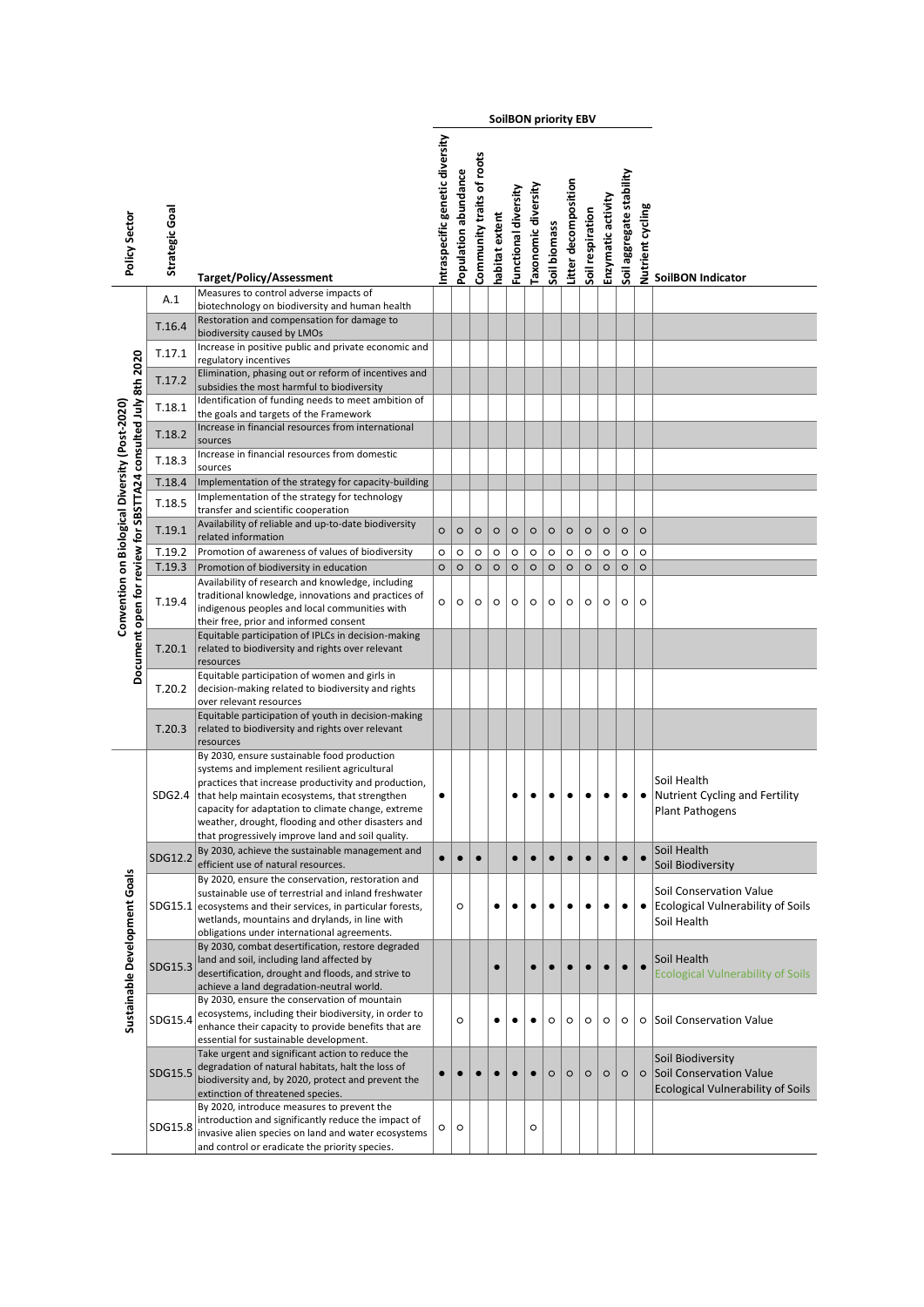| Policy Sector | Strategic Goal | Target/Policy/Assessment | SoilBON priority EBV | | | | | | | | | | | | SoilBON Indicator |
|---|---|---|---|---|---|---|---|---|---|---|---|---|---|---|---|
| | | | Intraspecific genetic diversity | Population abundance | Community traits of roots | habitat extent | Functional diversity | Taxonomic diversity | Soil biomass | Litter decomposition | Soil respiration | Enzymatic activity | Soil aggregate stability | Nutrient cycling | |
| Convention on Biological Diversity (Post-2020) Document open for review for SBSTTA24 consulted July 8th 2020 | A.1 | Measures to control adverse impacts of biotechnology on biodiversity and human health | | | | | | | | | | | | | |
| | T.16.4 | Restoration and compensation for damage to biodiversity caused by LMOs | | | | | | | | | | | | | |
| | T.17.1 | Increase in positive public and private economic and regulatory incentives | | | | | | | | | | | | | |
| | T.17.2 | Elimination, phasing out or reform of incentives and subsidies the most harmful to biodiversity | | | | | | | | | | | | | |
| | T.18.1 | Identification of funding needs to meet ambition of the goals and targets of the Framework | | | | | | | | | | | | | |
| | T.18.2 | Increase in financial resources from international sources | | | | | | | | | | | | | |
| | T.18.3 | Increase in financial resources from domestic sources | | | | | | | | | | | | | |
| | T.18.4 | Implementation of the strategy for capacity-building | | | | | | | | | | | | | |
| | T.18.5 | Implementation of the strategy for technology transfer and scientific cooperation | | | | | | | | | | | | | |
| | T.19.1 | Availability of reliable and up-to-date biodiversity related information | ○ | ○ | ○ | ○ | ○ | ○ | ○ | ○ | ○ | ○ | ○ | ○ | |
| | T.19.2 | Promotion of awareness of values of biodiversity | ○ | ○ | ○ | ○ | ○ | ○ | ○ | ○ | ○ | ○ | ○ | ○ | |
| | T.19.3 | Promotion of biodiversity in education | ○ | ○ | ○ | ○ | ○ | ○ | ○ | ○ | ○ | ○ | ○ | ○ | |
| | T.19.4 | Availability of research and knowledge, including traditional knowledge, innovations and practices of indigenous peoples and local communities with their free, prior and informed consent | ○ | ○ | ○ | ○ | ○ | ○ | ○ | ○ | ○ | ○ | ○ | ○ | |
| | T.20.1 | Equitable participation of IPLCs in decision-making related to biodiversity and rights over relevant resources | | | | | | | | | | | | | |
| | T.20.2 | Equitable participation of women and girls in decision-making related to biodiversity and rights over relevant resources | | | | | | | | | | | | | |
| | T.20.3 | Equitable participation of youth in decision-making related to biodiversity and rights over relevant resources | | | | | | | | | | | | | |
| Sustainable Development Goals | SDG2.4 | By 2030, ensure sustainable food production systems and implement resilient agricultural practices that increase productivity and production, that help maintain ecosystems, that strengthen capacity for adaptation to climate change, extreme weather, drought, flooding and other disasters and that progressively improve land and soil quality. | ● | | | | ● | ● | ● | ● | ● | ● | ● | ● | Soil Health<br>Nutrient Cycling and Fertility<br>Plant Pathogens |
| | SDG12.2 | By 2030, achieve the sustainable management and efficient use of natural resources. | ● | ● | ● | | ● | ● | ● | ● | ● | ● | ● | ● | Soil Health<br>Soil Biodiversity |
| | SDG15.1 | By 2020, ensure the conservation, restoration and sustainable use of terrestrial and inland freshwater ecosystems and their services, in particular forests, wetlands, mountains and drylands, in line with obligations under international agreements. | | ○ | | ● | ● | ● | ● | ● | ● | ● | ● | ● | Soil Conservation Value<br>Ecological Vulnerability of Soils<br>Soil Health |
| | SDG15.3 | By 2030, combat desertification, restore degraded land and soil, including land affected by desertification, drought and floods, and strive to achieve a land degradation-neutral world. | | | | ● | | ● | ● | ● | ● | ● | ● | ● | Soil Health<br>Ecological Vulnerability of Soils |
| | SDG15.4 | By 2030, ensure the conservation of mountain ecosystems, including their biodiversity, in order to enhance their capacity to provide benefits that are essential for sustainable development. | | ○ | | ● | ● | ● | ○ | ○ | ○ | ○ | ○ | ○ | Soil Conservation Value |
| | SDG15.5 | Take urgent and significant action to reduce the degradation of natural habitats, halt the loss of biodiversity and, by 2020, protect and prevent the extinction of threatened species. | ● | ● | ● | ● | ● | ● | ○ | ○ | ○ | ○ | ○ | ○ | Soil Biodiversity<br>Soil Conservation Value<br>Ecological Vulnerability of Soils |
| | SDG15.8 | By 2020, introduce measures to prevent the introduction and significantly reduce the impact of invasive alien species on land and water ecosystems and control or eradicate the priority species. | ○ | ○ | | | | ○ | | | | | | | |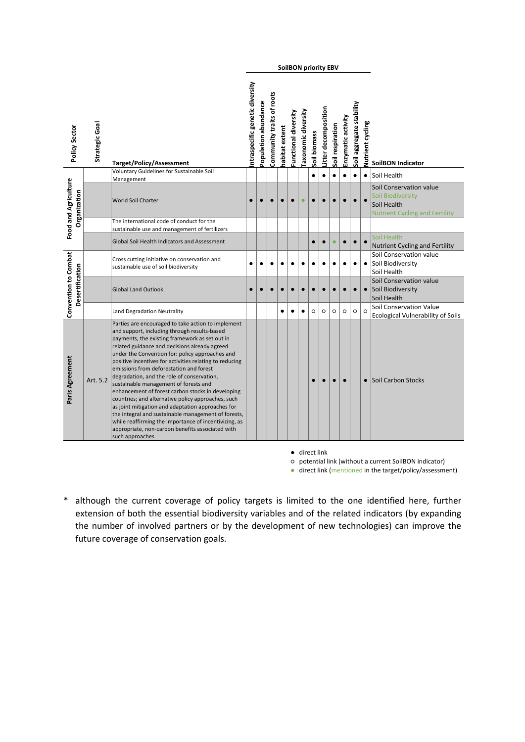| Policy Sector | Strategic Goal | Target/Policy/Assessment | Intraspecific genetic diversity | Population abundance | Community traits of roots | habitat extent | Functional diversity | Taxonomic diversity | Soil biomass | Litter decomposition | Soil respiration | Enzymatic activity | Soil aggregate stability | Nutrient cycling | SoilBON Indicator |
|---|---|---|---|---|---|---|---|---|---|---|---|---|---|---|---|
| | | | SoilBON priority EBV | | | | | | | | | | | | |
| Food and Agriculture Organization | | Voluntary Guidelines for Sustainable Soil Management | | | | | | | ● | ● | ● | ● | ● | ● | Soil Health |
| | | World Soil Charter | ● | ● | ● | ● | ● | ● (mentioned) | ● | ● | ● | ● | ● | ● | Soil Conservation value<br>Soil Biodiversity (mentioned)<br>Soil Health<br>Nutrient Cycling and Fertility (mentioned) |
| | | The international code of conduct for the sustainable use and management of fertilizers | | | | | | | | | | | | | |
| | | Global Soil Health Indicators and Assessment | | | | | | | ● | ● | ● (mentioned) | ● | ● | ● | Soil Health (mentioned)<br>Nutrient Cycling and Fertility |
| Convention to Combat Desertification | | Cross cutting Initiative on conservation and sustainable use of soil biodiversity | ● | ● | ● | ● | ● | ● | ● | ● | ● | ● | ● | ● | Soil Conservation value<br>Soil Biodiversity<br>Soil Health |
| | | Global Land Outlook | ● | ● | ● | ● | ● | ● | ● | ● | ● | ● | ● | ● | Soil Conservation value<br>Soil Biodiversity<br>Soil Health |
| | | Land Degradation Neutrality | | | | ● | ● | ● | ○ | ○ | ○ | ○ | ○ | ○ | Soil Conservation Value<br>Ecological Vulnerability of Soils |
| Paris Agreement | Art. 5.2 | Parties are encouraged to take action to implement and support, including through results-based payments, the existing framework as set out in related guidance and decisions already agreed under the Convention for: policy approaches and positive incentives for activities relating to reducing emissions from deforestation and forest degradation, and the role of conservation, sustainable management of forests and enhancement of forest carbon stocks in developing countries; and alternative policy approaches, such as joint mitigation and adaptation approaches for the integral and sustainable management of forests, while reaffirming the importance of incentivizing, as appropriate, non-carbon benefits associated with such approaches | | | | | | | ● | ● | ● | ● | | ● | Soil Carbon Stocks |

● direct link
○ potential link (without a current SoilBON indicator)
● direct link (mentioned in the target/policy/assessment)

\* although the current coverage of policy targets is limited to the one identified here, further extension of both the essential biodiversity variables and of the related indicators (by expanding the number of involved partners or by the development of new technologies) can improve the future coverage of conservation goals.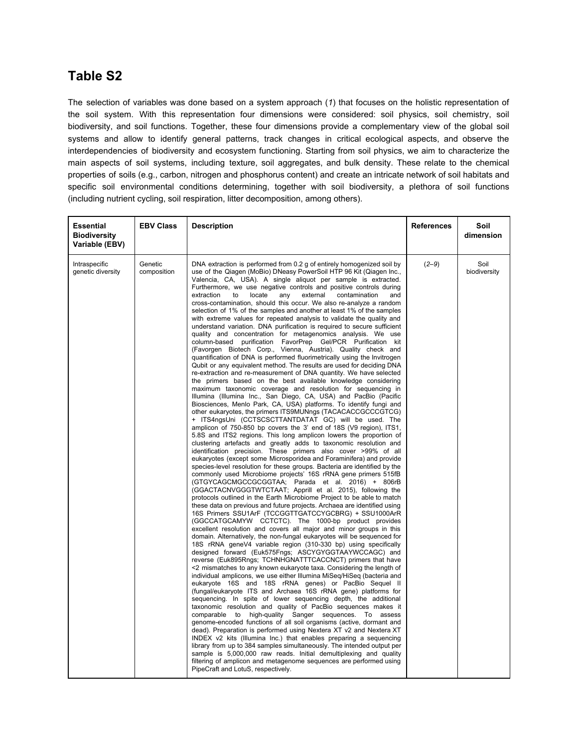## Table S2

The selection of variables was done based on a system approach (*1*) that focuses on the holistic representation of the soil system. With this representation four dimensions were considered: soil physics, soil chemistry, soil biodiversity, and soil functions. Together, these four dimensions provide a complementary view of the global soil systems and allow to identify general patterns, track changes in critical ecological aspects, and observe the interdependencies of biodiversity and ecosystem functioning. Starting from soil physics, we aim to characterize the main aspects of soil systems, including texture, soil aggregates, and bulk density. These relate to the chemical properties of soils (e.g., carbon, nitrogen and phosphorus content) and create an intricate network of soil habitats and specific soil environmental conditions determining, together with soil biodiversity, a plethora of soil functions (including nutrient cycling, soil respiration, litter decomposition, among others).

| **Essential Biodiversity Variable (EBV)** | **EBV Class** | **Description** | **References** | **Soil dimension** |
|---|---|---|---|---|
| Intraspecific genetic diversity | Genetic composition | DNA extraction is performed from 0.2 g of entirely homogenized soil by use of the Qiagen (MoBio) DNeasy PowerSoil HTP 96 Kit (Qiagen Inc., Valencia, CA, USA). A single aliquot per sample is extracted. Furthermore, we use negative controls and positive controls during extraction to locate any external contamination and cross-contamination, should this occur. We also re-analyze a random selection of 1% of the samples and another at least 1% of the samples with extreme values for repeated analysis to validate the quality and understand variation. DNA purification is required to secure sufficient quality and concentration for metagenomics analysis. We use column-based purification FavorPrep Gel/PCR Purification kit (Favorgen Biotech Corp., Vienna, Austria). Quality check and quantification of DNA is performed fluorimetrically using the Invitrogen Qubit or any equivalent method. The results are used for deciding DNA re-extraction and re-measurement of DNA quantity. We have selected the primers based on the best available knowledge considering maximum taxonomic coverage and resolution for sequencing in Illumina (Illumina Inc., San Diego, CA, USA) and PacBio (Pacific Biosciences, Menlo Park, CA, USA) platforms. To identify fungi and other eukaryotes, the primers ITS9MUNngs (TACACACCGCCCGTCG) + ITS4ngsUni (CCTSCSCTTANTDATAT GC) will be used. The amplicon of 750-850 bp covers the 3' end of 18S (V9 region), ITS1, 5.8S and ITS2 regions. This long amplicon lowers the proportion of clustering artefacts and greatly adds to taxonomic resolution and identification precision. These primers also cover >99% of all eukaryotes (except some Microsporidea and Foraminifera) and provide species-level resolution for these groups. Bacteria are identified by the commonly used Microbiome projects' 16S rRNA gene primers 515fB (GTGYCAGCMGCCGCGGTAA; Parada et al. 2016) + 806rB (GGACTACNVGGGTWTCTAAT; Apprill et al. 2015), following the protocols outlined in the Earth Microbiome Project to be able to match these data on previous and future projects. Archaea are identified using 16S Primers SSU1ArF (TCCGGTTGATCCYGCBRG) + SSU1000ArR (GGCCATGCAMYW CCTCTC). The 1000-bp product provides excellent resolution and covers all major and minor groups in this domain. Alternatively, the non-fungal eukaryotes will be sequenced for 18S rRNA geneV4 variable region (310-330 bp) using specifically designed forward (Euk575Fngs; ASCYGYGGTAAYWCCAGC) and reverse (Euk895Rngs; TCHNHGNATTTCACCNCT) primers that have <2 mismatches to any known eukaryote taxa. Considering the length of individual amplicons, we use either Illumina MiSeq/HiSeq (bacteria and eukaryote 16S and 18S rRNA genes) or PacBio Sequel II (fungal/eukaryote ITS and Archaea 16S rRNA gene) platforms for sequencing. In spite of lower sequencing depth, the additional taxonomic resolution and quality of PacBio sequences makes it comparable to high-quality Sanger sequences. To assess genome-encoded functions of all soil organisms (active, dormant and dead). Preparation is performed using Nextera XT v2 and Nextera XT INDEX v2 kits (Illumina Inc.) that enables preparing a sequencing library from up to 384 samples simultaneously. The intended output per sample is 5,000,000 raw reads. Initial demultiplexing and quality filtering of amplicon and metagenome sequences are performed using PipeCraft and LotuS, respectively. | (*2*–*9*) | Soil biodiversity |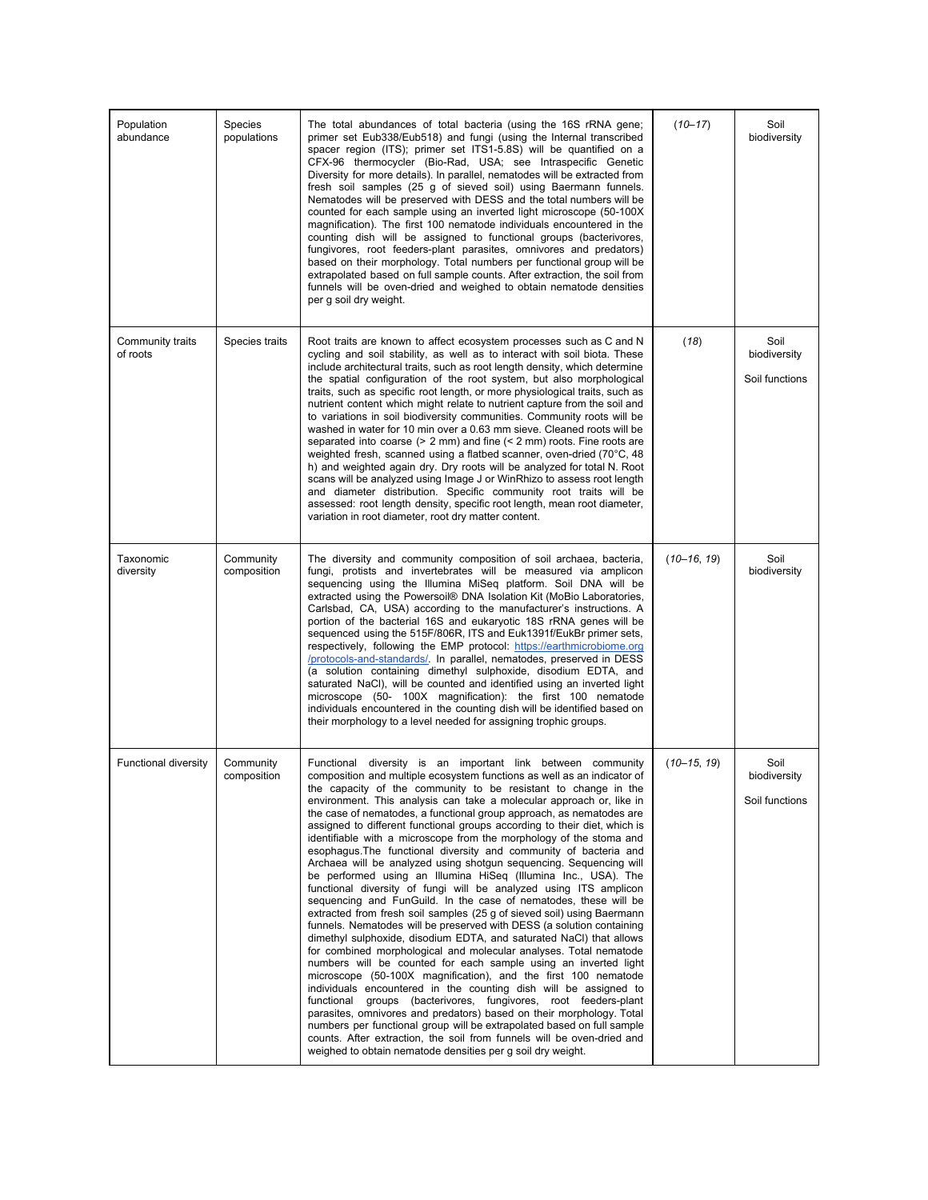| Population abundance | Species populations | The total abundances of total bacteria (using the 16S rRNA gene; primer set Eub338/Eub518) and fungi (using the Internal transcribed spacer region (ITS); primer set ITS1-5.8S) will be quantified on a CFX-96 thermocycler (Bio-Rad, USA; see Intraspecific Genetic Diversity for more details). In parallel, nematodes will be extracted from fresh soil samples (25 g of sieved soil) using Baermann funnels. Nematodes will be preserved with DESS and the total numbers will be counted for each sample using an inverted light microscope (50-100X magnification). The first 100 nematode individuals encountered in the counting dish will be assigned to functional groups (bacterivores, fungivores, root feeders-plant parasites, omnivores and predators) based on their morphology. Total numbers per functional group will be extrapolated based on full sample counts. After extraction, the soil from funnels will be oven-dried and weighed to obtain nematode densities per g soil dry weight. | (*10*–*17*) | Soil biodiversity |
|---|---|---|---|---|
| Community traits of roots | Species traits | Root traits are known to affect ecosystem processes such as C and N cycling and soil stability, as well as to interact with soil biota. These include architectural traits, such as root length density, which determine the spatial configuration of the root system, but also morphological traits, such as specific root length, or more physiological traits, such as nutrient content which might relate to nutrient capture from the soil and to variations in soil biodiversity communities. Community roots will be washed in water for 10 min over a 0.63 mm sieve. Cleaned roots will be separated into coarse (> 2 mm) and fine (< 2 mm) roots. Fine roots are weighted fresh, scanned using a flatbed scanner, oven-dried (70°C, 48 h) and weighted again dry. Dry roots will be analyzed for total N. Root scans will be analyzed using Image J or WinRhizo to assess root length and diameter distribution. Specific community root traits will be assessed: root length density, specific root length, mean root diameter, variation in root diameter, root dry matter content. | (*18*) | Soil biodiversity<br><br>Soil functions |
| Taxonomic diversity | Community composition | The diversity and community composition of soil archaea, bacteria, fungi, protists and invertebrates will be measured via amplicon sequencing using the Illumina MiSeq platform. Soil DNA will be extracted using the Powersoil® DNA Isolation Kit (MoBio Laboratories, Carlsbad, CA, USA) according to the manufacturer's instructions. A portion of the bacterial 16S and eukaryotic 18S rRNA genes will be sequenced using the 515F/806R, ITS and Euk1391f/EukBr primer sets, respectively, following the EMP protocol: https://earthmicrobiome.org/protocols-and-standards/. In parallel, nematodes, preserved in DESS (a solution containing dimethyl sulphoxide, disodium EDTA, and saturated NaCl), will be counted and identified using an inverted light microscope (50- 100X magnification): the first 100 nematode individuals encountered in the counting dish will be identified based on their morphology to a level needed for assigning trophic groups. | (*10*–*16*, *19*) | Soil biodiversity |
| Functional diversity | Community composition | Functional diversity is an important link between community composition and multiple ecosystem functions as well as an indicator of the capacity of the community to be resistant to change in the environment. This analysis can take a molecular approach or, like in the case of nematodes, a functional group approach, as nematodes are assigned to different functional groups according to their diet, which is identifiable with a microscope from the morphology of the stoma and esophagus.The functional diversity and community of bacteria and Archaea will be analyzed using shotgun sequencing. Sequencing will be performed using an Illumina HiSeq (Illumina Inc., USA). The functional diversity of fungi will be analyzed using ITS amplicon sequencing and FunGuild. In the case of nematodes, these will be extracted from fresh soil samples (25 g of sieved soil) using Baermann funnels. Nematodes will be preserved with DESS (a solution containing dimethyl sulphoxide, disodium EDTA, and saturated NaCl) that allows for combined morphological and molecular analyses. Total nematode numbers will be counted for each sample using an inverted light microscope (50-100X magnification), and the first 100 nematode individuals encountered in the counting dish will be assigned to functional groups (bacterivores, fungivores, root feeders-plant parasites, omnivores and predators) based on their morphology. Total numbers per functional group will be extrapolated based on full sample counts. After extraction, the soil from funnels will be oven-dried and weighed to obtain nematode densities per g soil dry weight. | (*10*–*15*, *19*) | Soil biodiversity<br><br>Soil functions |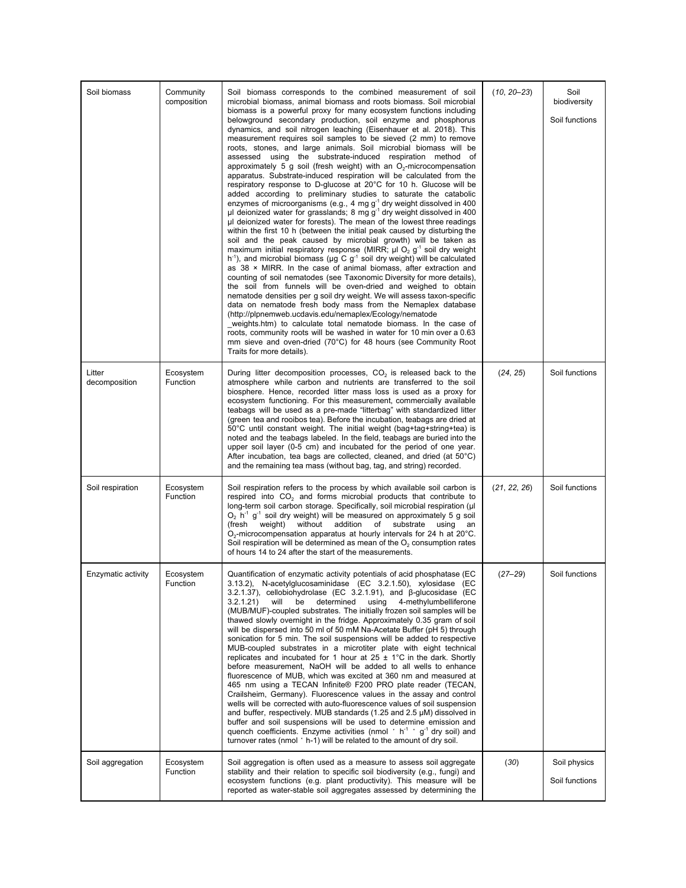| Soil biomass | Community composition | Soil biomass corresponds to the combined measurement of soil microbial biomass, animal biomass and roots biomass. Soil microbial biomass is a powerful proxy for many ecosystem functions including belowground secondary production, soil enzyme and phosphorus dynamics, and soil nitrogen leaching (Eisenhauer et al. 2018). This measurement requires soil samples to be sieved (2 mm) to remove roots, stones, and large animals. Soil microbial biomass will be assessed using the substrate-induced respiration method of approximately 5 g soil (fresh weight) with an $O_2$-microcompensation apparatus. Substrate-induced respiration will be calculated from the respiratory response to D-glucose at 20°C for 10 h. Glucose will be added according to preliminary studies to saturate the catabolic enzymes of microorganisms (e.g., 4 mg $g^{-1}$ dry weight dissolved in 400 µl deionized water for grasslands; 8 mg $g^{-1}$ dry weight dissolved in 400 µl deionized water for forests). The mean of the lowest three readings within the first 10 h (between the initial peak caused by disturbing the soil and the peak caused by microbial growth) will be taken as maximum initial respiratory response (MIRR; µl $O_2$ $g^{-1}$ soil dry weight $h^{-1}$), and microbial biomass (µg C $g^{-1}$ soil dry weight) will be calculated as 38 × MIRR. In the case of animal biomass, after extraction and counting of soil nematodes (see Taxonomic Diversity for more details), the soil from funnels will be oven-dried and weighed to obtain nematode densities per g soil dry weight. We will assess taxon-specific data on nematode fresh body mass from the Nemaplex database (http://plpnemweb.ucdavis.edu/nemaplex/Ecology/nematode_weights.htm) to calculate total nematode biomass. In the case of roots, community roots will be washed in water for 10 min over a 0.63 mm sieve and oven-dried (70°C) for 48 hours (see Community Root Traits for more details). | (*10, 20–23*) | Soil biodiversity<br>Soil functions |
|---|---|---|---|---|
| Litter decomposition | Ecosystem Function | During litter decomposition processes, $CO_2$ is released back to the atmosphere while carbon and nutrients are transferred to the soil biosphere. Hence, recorded litter mass loss is used as a proxy for ecosystem functioning. For this measurement, commercially available teabags will be used as a pre-made "litterbag" with standardized litter (green tea and rooibos tea). Before the incubation, teabags are dried at 50°C until constant weight. The initial weight (bag+tag+string+tea) is noted and the teabags labeled. In the field, teabags are buried into the upper soil layer (0-5 cm) and incubated for the period of one year. After incubation, tea bags are collected, cleaned, and dried (at 50°C) and the remaining tea mass (without bag, tag, and string) recorded. | (*24, 25*) | Soil functions |
| Soil respiration | Ecosystem Function | Soil respiration refers to the process by which available soil carbon is respired into $CO_2$ and forms microbial products that contribute to long-term soil carbon storage. Specifically, soil microbial respiration (µl $O_2$ $h^{-1}$ $g^{-1}$ soil dry weight) will be measured on approximately 5 g soil (fresh weight) without addition of substrate using an $O_2$-microcompensation apparatus at hourly intervals for 24 h at 20°C. Soil respiration will be determined as mean of the $O_2$ consumption rates of hours 14 to 24 after the start of the measurements. | (*21, 22, 26*) | Soil functions |
| Enzymatic activity | Ecosystem Function | Quantification of enzymatic activity potentials of acid phosphatase (EC 3.13.2), N-acetylglucosaminidase (EC 3.2.1.50), xylosidase (EC 3.2.1.37), cellobiohydrolase (EC 3.2.1.91), and β-glucosidase (EC 3.2.1.21) will be determined using 4-methylumbelliferone (MUB/MUF)-coupled substrates. The initially frozen soil samples will be thawed slowly overnight in the fridge. Approximately 0.35 gram of soil will be dispersed into 50 ml of 50 mM Na-Acetate Buffer (pH 5) through sonication for 5 min. The soil suspensions will be added to respective MUB-coupled substrates in a microtiter plate with eight technical replicates and incubated for 1 hour at 25 ± 1°C in the dark. Shortly before measurement, NaOH will be added to all wells to enhance fluorescence of MUB, which was excited at 360 nm and measured at 465 nm using a TECAN Infinite® F200 PRO plate reader (TECAN, Crailsheim, Germany). Fluorescence values in the assay and control wells will be corrected with auto-fluorescence values of soil suspension and buffer, respectively. MUB standards (1.25 and 2.5 µM) dissolved in buffer and soil suspensions will be used to determine emission and quench coefficients. Enzyme activities (nmol · $h^{-1}$ · $g^{-1}$ dry soil) and turnover rates (nmol · h-1) will be related to the amount of dry soil. | (*27–29*) | Soil functions |
| Soil aggregation | Ecosystem Function | Soil aggregation is often used as a measure to assess soil aggregate stability and their relation to specific soil biodiversity (e.g., fungi) and ecosystem functions (e.g. plant productivity). This measure will be reported as water-stable soil aggregates assessed by determining the | (*30*) | Soil physics<br>Soil functions |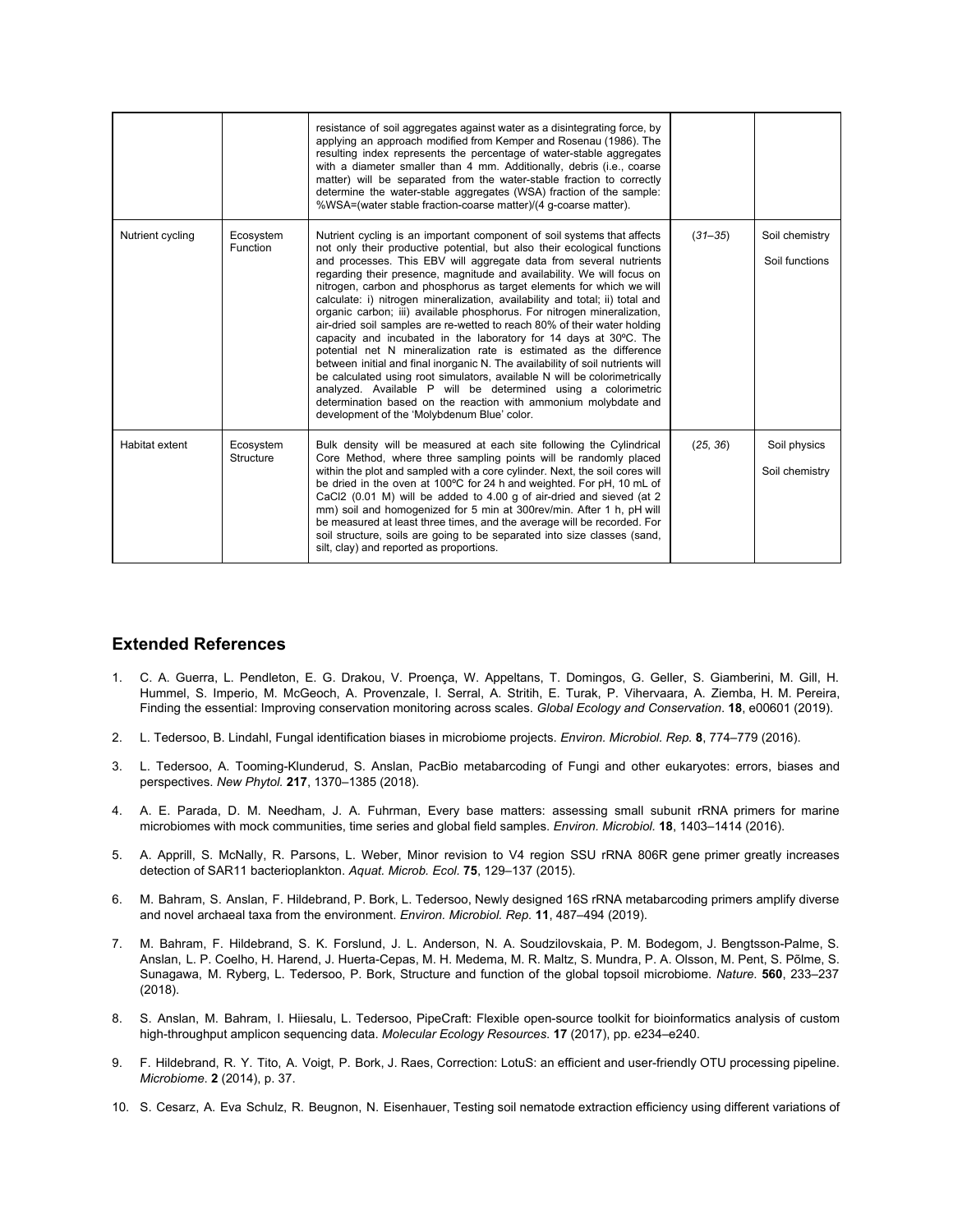| | | | | |
|---|---|---|---|---|
| | | resistance of soil aggregates against water as a disintegrating force, by applying an approach modified from Kemper and Rosenau (1986). The resulting index represents the percentage of water-stable aggregates with a diameter smaller than 4 mm. Additionally, debris (i.e., coarse matter) will be separated from the water-stable fraction to correctly determine the water-stable aggregates (WSA) fraction of the sample: %WSA=(water stable fraction-coarse matter)/(4 g-coarse matter). | | |
| Nutrient cycling | Ecosystem Function | Nutrient cycling is an important component of soil systems that affects not only their productive potential, but also their ecological functions and processes. This EBV will aggregate data from several nutrients regarding their presence, magnitude and availability. We will focus on nitrogen, carbon and phosphorus as target elements for which we will calculate: i) nitrogen mineralization, availability and total; ii) total and organic carbon; iii) available phosphorus. For nitrogen mineralization, air-dried soil samples are re-wetted to reach 80% of their water holding capacity and incubated in the laboratory for 14 days at 30ºC. The potential net N mineralization rate is estimated as the difference between initial and final inorganic N. The availability of soil nutrients will be calculated using root simulators, available N will be colorimetrically analyzed. Available P will be determined using a colorimetric determination based on the reaction with ammonium molybdate and development of the 'Molybdenum Blue' color. | (*31*–*35*) | Soil chemistry<br><br>Soil functions |
| Habitat extent | Ecosystem Structure | Bulk density will be measured at each site following the Cylindrical Core Method, where three sampling points will be randomly placed within the plot and sampled with a core cylinder. Next, the soil cores will be dried in the oven at 100ºC for 24 h and weighted. For pH, 10 mL of CaCl2 (0.01 M) will be added to 4.00 g of air-dried and sieved (at 2 mm) soil and homogenized for 5 min at 300rev/min. After 1 h, pH will be measured at least three times, and the average will be recorded. For soil structure, soils are going to be separated into size classes (sand, silt, clay) and reported as proportions. | (*25*, *36*) | Soil physics<br><br>Soil chemistry |

## Extended References

1. C. A. Guerra, L. Pendleton, E. G. Drakou, V. Proença, W. Appeltans, T. Domingos, G. Geller, S. Giamberini, M. Gill, H. Hummel, S. Imperio, M. McGeoch, A. Provenzale, I. Serral, A. Stritih, E. Turak, P. Vihervaara, A. Ziemba, H. M. Pereira, Finding the essential: Improving conservation monitoring across scales. *Global Ecology and Conservation*. **18**, e00601 (2019).

2. L. Tedersoo, B. Lindahl, Fungal identification biases in microbiome projects. *Environ. Microbiol. Rep.* **8**, 774–779 (2016).

3. L. Tedersoo, A. Tooming-Klunderud, S. Anslan, PacBio metabarcoding of Fungi and other eukaryotes: errors, biases and perspectives. *New Phytol.* **217**, 1370–1385 (2018).

4. A. E. Parada, D. M. Needham, J. A. Fuhrman, Every base matters: assessing small subunit rRNA primers for marine microbiomes with mock communities, time series and global field samples. *Environ. Microbiol.* **18**, 1403–1414 (2016).

5. A. Apprill, S. McNally, R. Parsons, L. Weber, Minor revision to V4 region SSU rRNA 806R gene primer greatly increases detection of SAR11 bacterioplankton. *Aquat. Microb. Ecol.* **75**, 129–137 (2015).

6. M. Bahram, S. Anslan, F. Hildebrand, P. Bork, L. Tedersoo, Newly designed 16S rRNA metabarcoding primers amplify diverse and novel archaeal taxa from the environment. *Environ. Microbiol. Rep.* **11**, 487–494 (2019).

7. M. Bahram, F. Hildebrand, S. K. Forslund, J. L. Anderson, N. A. Soudzilovskaia, P. M. Bodegom, J. Bengtsson-Palme, S. Anslan, L. P. Coelho, H. Harend, J. Huerta-Cepas, M. H. Medema, M. R. Maltz, S. Mundra, P. A. Olsson, M. Pent, S. Põlme, S. Sunagawa, M. Ryberg, L. Tedersoo, P. Bork, Structure and function of the global topsoil microbiome. *Nature.* **560**, 233–237 (2018).

8. S. Anslan, M. Bahram, I. Hiiesalu, L. Tedersoo, PipeCraft: Flexible open-source toolkit for bioinformatics analysis of custom high-throughput amplicon sequencing data. *Molecular Ecology Resources*. **17** (2017), pp. e234–e240.

9. F. Hildebrand, R. Y. Tito, A. Voigt, P. Bork, J. Raes, Correction: LotuS: an efficient and user-friendly OTU processing pipeline. *Microbiome*. **2** (2014), p. 37.

10. S. Cesarz, A. Eva Schulz, R. Beugnon, N. Eisenhauer, Testing soil nematode extraction efficiency using different variations of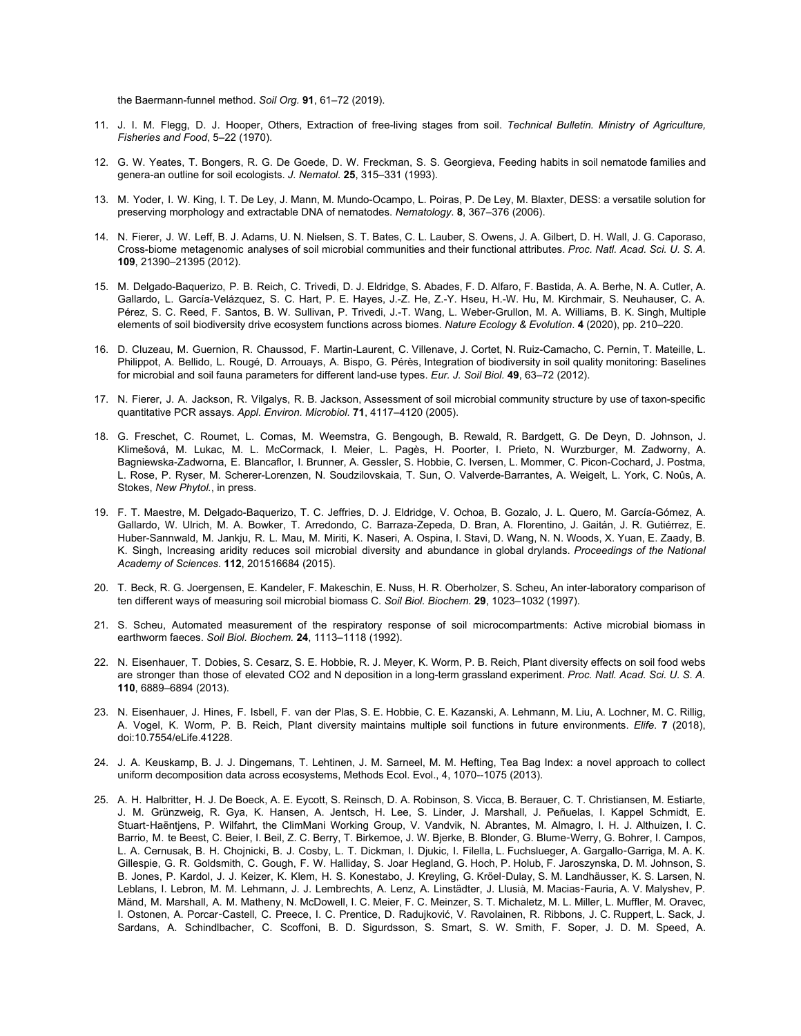the Baermann-funnel method. *Soil Org.* **91**, 61–72 (2019).

11. J. I. M. Flegg, D. J. Hooper, Others, Extraction of free-living stages from soil. *Technical Bulletin. Ministry of Agriculture, Fisheries and Food*, 5–22 (1970).

12. G. W. Yeates, T. Bongers, R. G. De Goede, D. W. Freckman, S. S. Georgieva, Feeding habits in soil nematode families and genera-an outline for soil ecologists. *J. Nematol.* **25**, 315–331 (1993).

13. M. Yoder, I. W. King, I. T. De Ley, J. Mann, M. Mundo-Ocampo, L. Poiras, P. De Ley, M. Blaxter, DESS: a versatile solution for preserving morphology and extractable DNA of nematodes. *Nematology.* **8**, 367–376 (2006).

14. N. Fierer, J. W. Leff, B. J. Adams, U. N. Nielsen, S. T. Bates, C. L. Lauber, S. Owens, J. A. Gilbert, D. H. Wall, J. G. Caporaso, Cross-biome metagenomic analyses of soil microbial communities and their functional attributes. *Proc. Natl. Acad. Sci. U. S. A.* **109**, 21390–21395 (2012).

15. M. Delgado-Baquerizo, P. B. Reich, C. Trivedi, D. J. Eldridge, S. Abades, F. D. Alfaro, F. Bastida, A. A. Berhe, N. A. Cutler, A. Gallardo, L. García-Velázquez, S. C. Hart, P. E. Hayes, J.-Z. He, Z.-Y. Hseu, H.-W. Hu, M. Kirchmair, S. Neuhauser, C. A. Pérez, S. C. Reed, F. Santos, B. W. Sullivan, P. Trivedi, J.-T. Wang, L. Weber-Grullon, M. A. Williams, B. K. Singh, Multiple elements of soil biodiversity drive ecosystem functions across biomes. *Nature Ecology & Evolution*. **4** (2020), pp. 210–220.

16. D. Cluzeau, M. Guernion, R. Chaussod, F. Martin-Laurent, C. Villenave, J. Cortet, N. Ruiz-Camacho, C. Pernin, T. Mateille, L. Philippot, A. Bellido, L. Rougé, D. Arrouays, A. Bispo, G. Pérès, Integration of biodiversity in soil quality monitoring: Baselines for microbial and soil fauna parameters for different land-use types. *Eur. J. Soil Biol.* **49**, 63–72 (2012).

17. N. Fierer, J. A. Jackson, R. Vilgalys, R. B. Jackson, Assessment of soil microbial community structure by use of taxon-specific quantitative PCR assays. *Appl. Environ. Microbiol.* **71**, 4117–4120 (2005).

18. G. Freschet, C. Roumet, L. Comas, M. Weemstra, G. Bengough, B. Rewald, R. Bardgett, G. De Deyn, D. Johnson, J. Klimešová, M. Lukac, M. L. McCormack, I. Meier, L. Pagès, H. Poorter, I. Prieto, N. Wurzburger, M. Zadworny, A. Bagniewska-Zadworna, E. Blancaflor, I. Brunner, A. Gessler, S. Hobbie, C. Iversen, L. Mommer, C. Picon-Cochard, J. Postma, L. Rose, P. Ryser, M. Scherer-Lorenzen, N. Soudzilovskaia, T. Sun, O. Valverde-Barrantes, A. Weigelt, L. York, C. Noûs, A. Stokes, *New Phytol.*, in press.

19. F. T. Maestre, M. Delgado-Baquerizo, T. C. Jeffries, D. J. Eldridge, V. Ochoa, B. Gozalo, J. L. Quero, M. García-Gómez, A. Gallardo, W. Ulrich, M. A. Bowker, T. Arredondo, C. Barraza-Zepeda, D. Bran, A. Florentino, J. Gaitán, J. R. Gutiérrez, E. Huber-Sannwald, M. Jankju, R. L. Mau, M. Miriti, K. Naseri, A. Ospina, I. Stavi, D. Wang, N. N. Woods, X. Yuan, E. Zaady, B. K. Singh, Increasing aridity reduces soil microbial diversity and abundance in global drylands. *Proceedings of the National Academy of Sciences*. **112**, 201516684 (2015).

20. T. Beck, R. G. Joergensen, E. Kandeler, F. Makeschin, E. Nuss, H. R. Oberholzer, S. Scheu, An inter-laboratory comparison of ten different ways of measuring soil microbial biomass C. *Soil Biol. Biochem.* **29**, 1023–1032 (1997).

21. S. Scheu, Automated measurement of the respiratory response of soil microcompartments: Active microbial biomass in earthworm faeces. *Soil Biol. Biochem.* **24**, 1113–1118 (1992).

22. N. Eisenhauer, T. Dobies, S. Cesarz, S. E. Hobbie, R. J. Meyer, K. Worm, P. B. Reich, Plant diversity effects on soil food webs are stronger than those of elevated CO2 and N deposition in a long-term grassland experiment. *Proc. Natl. Acad. Sci. U. S. A.* **110**, 6889–6894 (2013).

23. N. Eisenhauer, J. Hines, F. Isbell, F. van der Plas, S. E. Hobbie, C. E. Kazanski, A. Lehmann, M. Liu, A. Lochner, M. C. Rillig, A. Vogel, K. Worm, P. B. Reich, Plant diversity maintains multiple soil functions in future environments. *Elife*. **7** (2018), doi:10.7554/eLife.41228.

24. J. A. Keuskamp, B. J. J. Dingemans, T. Lehtinen, J. M. Sarneel, M. M. Hefting, Tea Bag Index: a novel approach to collect uniform decomposition data across ecosystems, Methods Ecol. Evol., 4, 1070--1075 (2013).

25. A. H. Halbritter, H. J. De Boeck, A. E. Eycott, S. Reinsch, D. A. Robinson, S. Vicca, B. Berauer, C. T. Christiansen, M. Estiarte, J. M. Grünzweig, R. Gya, K. Hansen, A. Jentsch, H. Lee, S. Linder, J. Marshall, J. Peñuelas, I. Kappel Schmidt, E. Stuart-Haëntjens, P. Wilfahrt, the ClimMani Working Group, V. Vandvik, N. Abrantes, M. Almagro, I. H. J. Althuizen, I. C. Barrio, M. te Beest, C. Beier, I. Beil, Z. C. Berry, T. Birkemoe, J. W. Bjerke, B. Blonder, G. Blume-Werry, G. Bohrer, I. Campos, L. A. Cernusak, B. H. Chojnicki, B. J. Cosby, L. T. Dickman, I. Djukic, I. Filella, L. Fuchslueger, A. Gargallo-Garriga, M. A. K. Gillespie, G. R. Goldsmith, C. Gough, F. W. Halliday, S. Joar Hegland, G. Hoch, P. Holub, F. Jaroszynska, D. M. Johnson, S. B. Jones, P. Kardol, J. J. Keizer, K. Klem, H. S. Konestabo, J. Kreyling, G. Kröel-Dulay, S. M. Landhäusser, K. S. Larsen, N. Leblans, I. Lebron, M. M. Lehmann, J. J. Lembrechts, A. Lenz, A. Linstädter, J. Llusià, M. Macias-Fauria, A. V. Malyshev, P. Mänd, M. Marshall, A. M. Matheny, N. McDowell, I. C. Meier, F. C. Meinzer, S. T. Michaletz, M. L. Miller, L. Muffler, M. Oravec, I. Ostonen, A. Porcar-Castell, C. Preece, I. C. Prentice, D. Radujković, V. Ravolainen, R. Ribbons, J. C. Ruppert, L. Sack, J. Sardans, A. Schindlbacher, C. Scoffoni, B. D. Sigurdsson, S. Smart, S. W. Smith, F. Soper, J. D. M. Speed, A.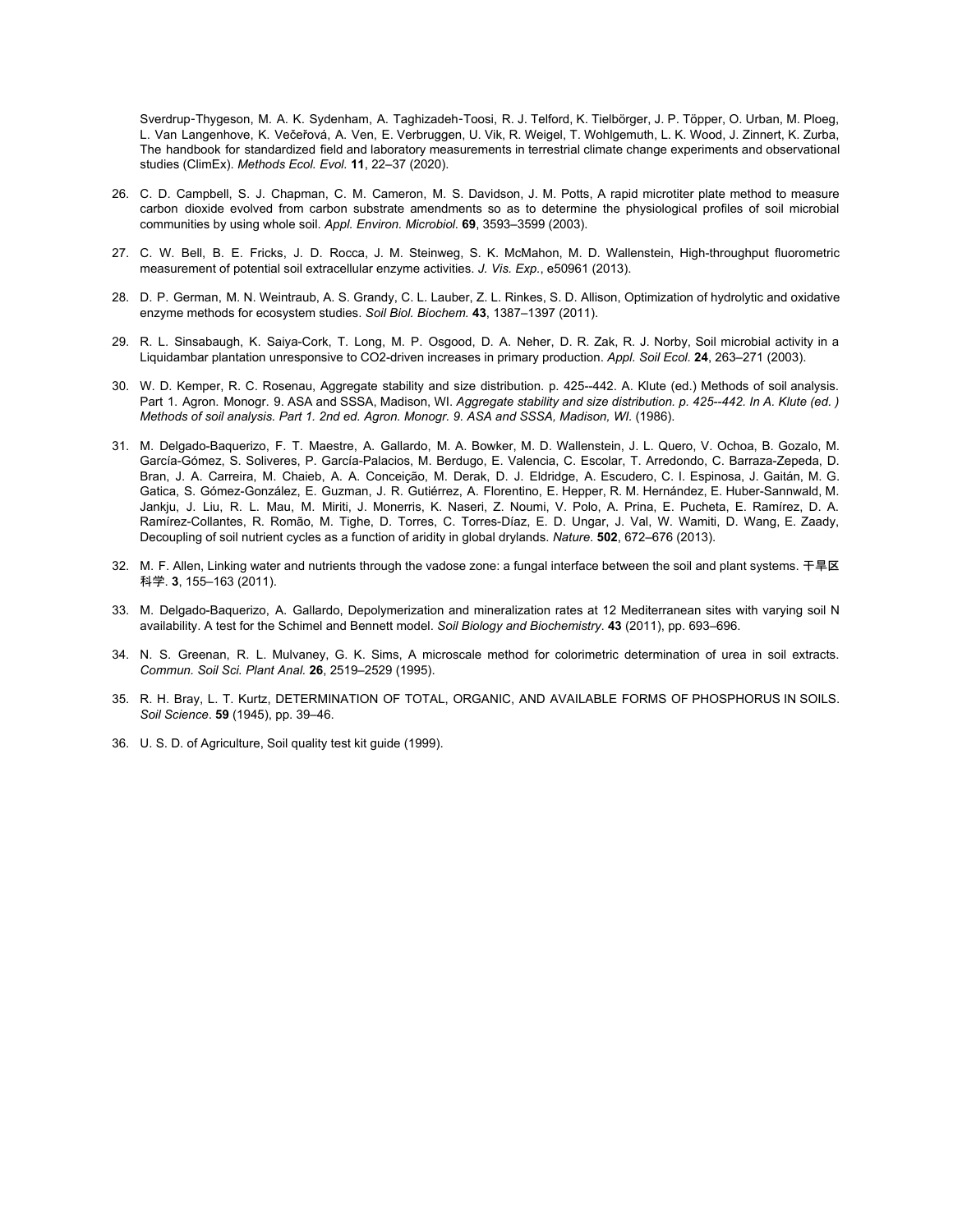Sverdrup‐Thygeson, M. A. K. Sydenham, A. Taghizadeh‐Toosi, R. J. Telford, K. Tielbörger, J. P. Töpper, O. Urban, M. Ploeg, L. Van Langenhove, K. Večeřová, A. Ven, E. Verbruggen, U. Vik, R. Weigel, T. Wohlgemuth, L. K. Wood, J. Zinnert, K. Zurba, The handbook for standardized field and laboratory measurements in terrestrial climate change experiments and observational studies (ClimEx). *Methods Ecol. Evol.* **11**, 22–37 (2020).

26. C. D. Campbell, S. J. Chapman, C. M. Cameron, M. S. Davidson, J. M. Potts, A rapid microtiter plate method to measure carbon dioxide evolved from carbon substrate amendments so as to determine the physiological profiles of soil microbial communities by using whole soil. *Appl. Environ. Microbiol.* **69**, 3593–3599 (2003).

27. C. W. Bell, B. E. Fricks, J. D. Rocca, J. M. Steinweg, S. K. McMahon, M. D. Wallenstein, High-throughput fluorometric measurement of potential soil extracellular enzyme activities. *J. Vis. Exp.*, e50961 (2013).

28. D. P. German, M. N. Weintraub, A. S. Grandy, C. L. Lauber, Z. L. Rinkes, S. D. Allison, Optimization of hydrolytic and oxidative enzyme methods for ecosystem studies. *Soil Biol. Biochem.* **43**, 1387–1397 (2011).

29. R. L. Sinsabaugh, K. Saiya-Cork, T. Long, M. P. Osgood, D. A. Neher, D. R. Zak, R. J. Norby, Soil microbial activity in a Liquidambar plantation unresponsive to CO2-driven increases in primary production. *Appl. Soil Ecol.* **24**, 263–271 (2003).

30. W. D. Kemper, R. C. Rosenau, Aggregate stability and size distribution. p. 425--442. A. Klute (ed.) Methods of soil analysis. Part 1. Agron. Monogr. 9. ASA and SSSA, Madison, WI. *Aggregate stability and size distribution. p. 425--442. In A. Klute (ed. ) Methods of soil analysis. Part 1. 2nd ed. Agron. Monogr. 9. ASA and SSSA, Madison, WI.* (1986).

31. M. Delgado-Baquerizo, F. T. Maestre, A. Gallardo, M. A. Bowker, M. D. Wallenstein, J. L. Quero, V. Ochoa, B. Gozalo, M. García-Gómez, S. Soliveres, P. García-Palacios, M. Berdugo, E. Valencia, C. Escolar, T. Arredondo, C. Barraza-Zepeda, D. Bran, J. A. Carreira, M. Chaieb, A. A. Conceição, M. Derak, D. J. Eldridge, A. Escudero, C. I. Espinosa, J. Gaitán, M. G. Gatica, S. Gómez-González, E. Guzman, J. R. Gutiérrez, A. Florentino, E. Hepper, R. M. Hernández, E. Huber-Sannwald, M. Jankju, J. Liu, R. L. Mau, M. Miriti, J. Monerris, K. Naseri, Z. Noumi, V. Polo, A. Prina, E. Pucheta, E. Ramírez, D. A. Ramírez-Collantes, R. Romão, M. Tighe, D. Torres, C. Torres-Díaz, E. D. Ungar, J. Val, W. Wamiti, D. Wang, E. Zaady, Decoupling of soil nutrient cycles as a function of aridity in global drylands. *Nature.* **502**, 672–676 (2013).

32. M. F. Allen, Linking water and nutrients through the vadose zone: a fungal interface between the soil and plant systems. 干旱区科学. **3**, 155–163 (2011).

33. M. Delgado-Baquerizo, A. Gallardo, Depolymerization and mineralization rates at 12 Mediterranean sites with varying soil N availability. A test for the Schimel and Bennett model. *Soil Biology and Biochemistry*. **43** (2011), pp. 693–696.

34. N. S. Greenan, R. L. Mulvaney, G. K. Sims, A microscale method for colorimetric determination of urea in soil extracts. *Commun. Soil Sci. Plant Anal.* **26**, 2519–2529 (1995).

35. R. H. Bray, L. T. Kurtz, DETERMINATION OF TOTAL, ORGANIC, AND AVAILABLE FORMS OF PHOSPHORUS IN SOILS. *Soil Science*. **59** (1945), pp. 39–46.

36. U. S. D. of Agriculture, Soil quality test kit guide (1999).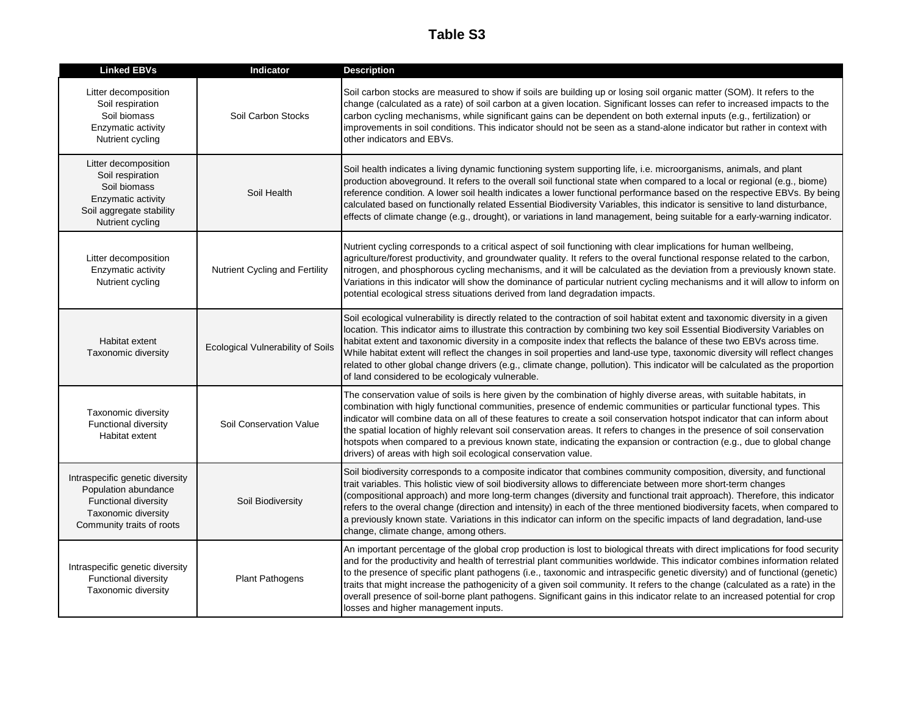# Table S3

| Linked EBVs | Indicator | Description |
| --- | --- | --- |
| Litter decomposition<br>Soil respiration<br>Soil biomass<br>Enzymatic activity<br>Nutrient cycling | Soil Carbon Stocks | Soil carbon stocks are measured to show if soils are building up or losing soil organic matter (SOM). It refers to the change (calculated as a rate) of soil carbon at a given location. Significant losses can refer to increased impacts to the carbon cycling mechanisms, while significant gains can be dependent on both external inputs (e.g., fertilization) or improvements in soil conditions. This indicator should not be seen as a stand-alone indicator but rather in context with other indicators and EBVs. |
| Litter decomposition<br>Soil respiration<br>Soil biomass<br>Enzymatic activity<br>Soil aggregate stability<br>Nutrient cycling | Soil Health | Soil health indicates a living dynamic functioning system supporting life, i.e. microorganisms, animals, and plant production aboveground. It refers to the overall soil functional state when compared to a local or regional (e.g., biome) reference condition. A lower soil health indicates a lower functional performance based on the respective EBVs. By being calculated based on functionally related Essential Biodiversity Variables, this indicator is sensitive to land disturbance, effects of climate change (e.g., drought), or variations in land management, being suitable for a early-warning indicator. |
| Litter decomposition<br>Enzymatic activity<br>Nutrient cycling | Nutrient Cycling and Fertility | Nutrient cycling corresponds to a critical aspect of soil functioning with clear implications for human wellbeing, agriculture/forest productivity, and groundwater quality. It refers to the overal functional response related to the carbon, nitrogen, and phosphorous cycling mechanisms, and it will be calculated as the deviation from a previously known state. Variations in this indicator will show the dominance of particular nutrient cycling mechanisms and it will allow to inform on potential ecological stress situations derived from land degradation impacts. |
| Habitat extent<br>Taxonomic diversity | Ecological Vulnerability of Soils | Soil ecological vulnerability is directly related to the contraction of soil habitat extent and taxonomic diversity in a given location. This indicator aims to illustrate this contraction by combining two key soil Essential Biodiversity Variables on habitat extent and taxonomic diversity in a composite index that reflects the balance of these two EBVs across time. While habitat extent will reflect the changes in soil properties and land-use type, taxonomic diversity will reflect changes related to other global change drivers (e.g., climate change, pollution). This indicator will be calculated as the proportion of land considered to be ecologicaly vulnerable. |
| Taxonomic diversity<br>Functional diversity<br>Habitat extent | Soil Conservation Value | The conservation value of soils is here given by the combination of highly diverse areas, with suitable habitats, in combination with higly functional communities, presence of endemic communities or particular functional types. This indicator will combine data on all of these features to create a soil conservation hotspot indicator that can inform about the spatial location of highly relevant soil conservation areas. It refers to changes in the presence of soil conservation hotspots when compared to a previous known state, indicating the expansion or contraction (e.g., due to global change drivers) of areas with high soil ecological conservation value. |
| Intraspecific genetic diversity<br>Population abundance<br>Functional diversity<br>Taxonomic diversity<br>Community traits of roots | Soil Biodiversity | Soil biodiversity corresponds to a composite indicator that combines community composition, diversity, and functional trait variables. This holistic view of soil biodiversity allows to differenciate between more short-term changes (compositional approach) and more long-term changes (diversity and functional trait approach). Therefore, this indicator refers to the overal change (direction and intensity) in each of the three mentioned biodiversity facets, when compared to a previously known state. Variations in this indicator can inform on the specific impacts of land degradation, land-use change, climate change, among others. |
| Intraspecific genetic diversity<br>Functional diversity<br>Taxonomic diversity | Plant Pathogens | An important percentage of the global crop production is lost to biological threats with direct implications for food security and for the productivity and health of terrestrial plant communities worldwide. This indicator combines information related to the presence of specific plant pathogens (i.e., taxonomic and intraspecific genetic diversity) and of functional (genetic) traits that might increase the pathogenicity of a given soil community. It refers to the change (calculated as a rate) in the overall presence of soil-borne plant pathogens. Significant gains in this indicator relate to an increased potential for crop losses and higher management inputs. |